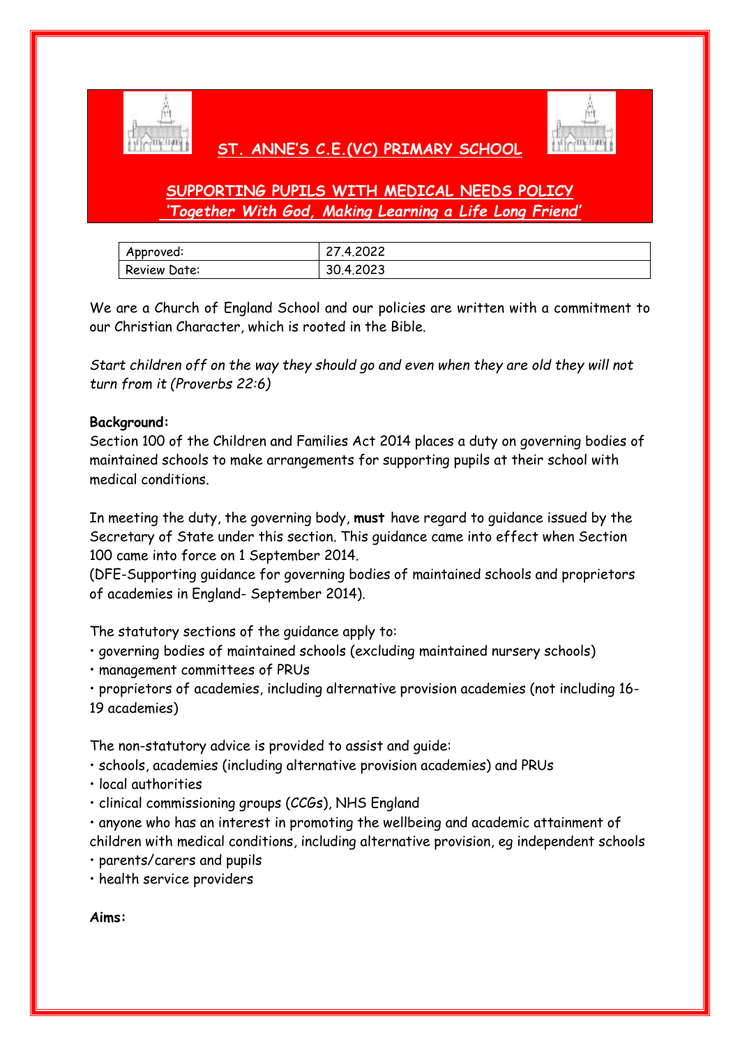# ST. ANNE'S C.E.(VC) PRIMARY SCHOOL

## SUPPORTING PUPILS WITH MEDICAL NEEDS POLICY

***'Together With God, Making Learning a Life Long Friend'***

| Approved: | 27.4.2022 |
|---|---|
| Review Date: | 30.4.2023 |

We are a Church of England School and our policies are written with a commitment to our Christian Character, which is rooted in the Bible.

*Start children off on the way they should go and even when they are old they will not turn from it (Proverbs 22:6)*

**Background:**

Section 100 of the Children and Families Act 2014 places a duty on governing bodies of maintained schools to make arrangements for supporting pupils at their school with medical conditions.

In meeting the duty, the governing body, **must** have regard to guidance issued by the Secretary of State under this section. This guidance came into effect when Section 100 came into force on 1 September 2014.
(DFE-Supporting guidance for governing bodies of maintained schools and proprietors of academies in England- September 2014).

The statutory sections of the guidance apply to:

- governing bodies of maintained schools (excluding maintained nursery schools)
- management committees of PRUs
- proprietors of academies, including alternative provision academies (not including 16-19 academies)

The non-statutory advice is provided to assist and guide:

- schools, academies (including alternative provision academies) and PRUs
- local authorities
- clinical commissioning groups (CCGs), NHS England
- anyone who has an interest in promoting the wellbeing and academic attainment of children with medical conditions, including alternative provision, eg independent schools
- parents/carers and pupils
- health service providers

**Aims:**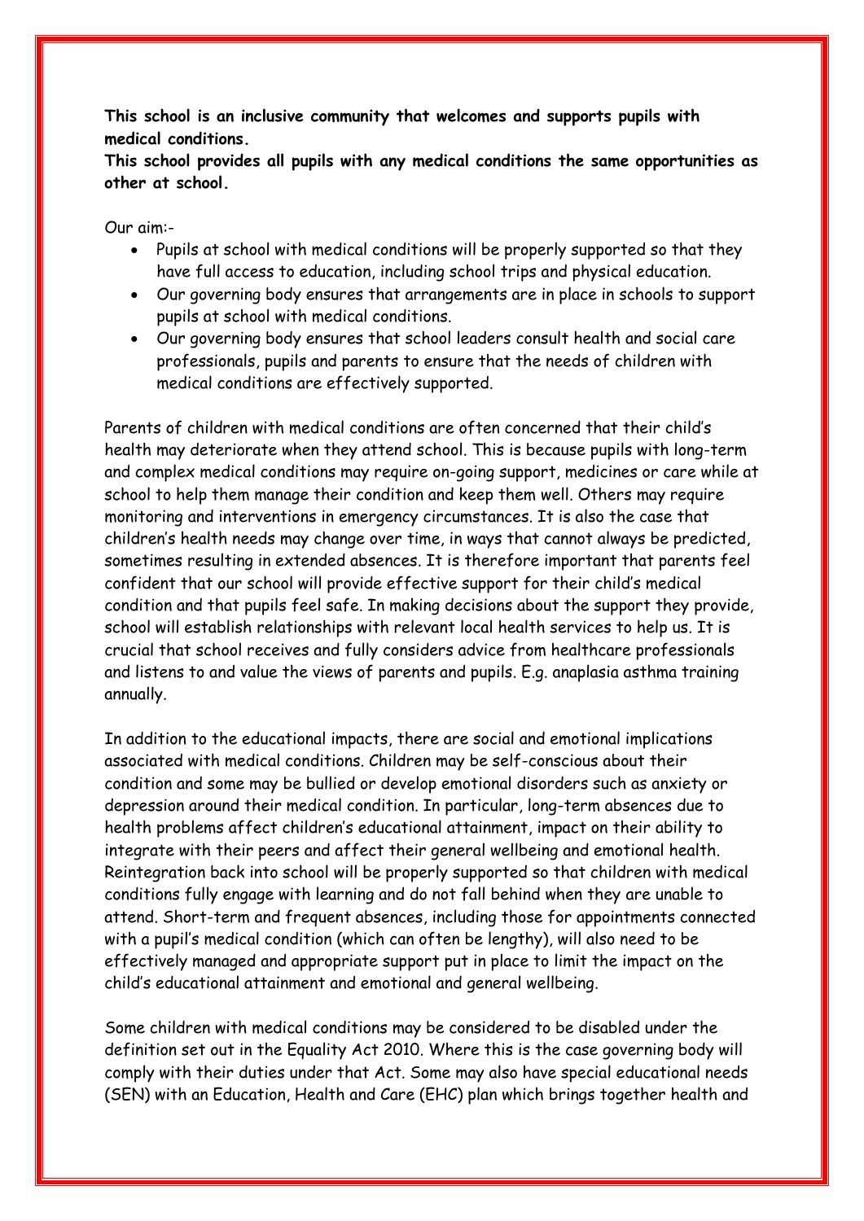**This school is an inclusive community that welcomes and supports pupils with medical conditions.**

**This school provides all pupils with any medical conditions the same opportunities as other at school.**

Our aim:-

- Pupils at school with medical conditions will be properly supported so that they have full access to education, including school trips and physical education.
- Our governing body ensures that arrangements are in place in schools to support pupils at school with medical conditions.
- Our governing body ensures that school leaders consult health and social care professionals, pupils and parents to ensure that the needs of children with medical conditions are effectively supported.

Parents of children with medical conditions are often concerned that their child's health may deteriorate when they attend school. This is because pupils with long-term and complex medical conditions may require on-going support, medicines or care while at school to help them manage their condition and keep them well. Others may require monitoring and interventions in emergency circumstances. It is also the case that children's health needs may change over time, in ways that cannot always be predicted, sometimes resulting in extended absences. It is therefore important that parents feel confident that our school will provide effective support for their child's medical condition and that pupils feel safe. In making decisions about the support they provide, school will establish relationships with relevant local health services to help us. It is crucial that school receives and fully considers advice from healthcare professionals and listens to and value the views of parents and pupils. E.g. anaplasia asthma training annually.

In addition to the educational impacts, there are social and emotional implications associated with medical conditions. Children may be self-conscious about their condition and some may be bullied or develop emotional disorders such as anxiety or depression around their medical condition. In particular, long-term absences due to health problems affect children's educational attainment, impact on their ability to integrate with their peers and affect their general wellbeing and emotional health. Reintegration back into school will be properly supported so that children with medical conditions fully engage with learning and do not fall behind when they are unable to attend. Short-term and frequent absences, including those for appointments connected with a pupil's medical condition (which can often be lengthy), will also need to be effectively managed and appropriate support put in place to limit the impact on the child's educational attainment and emotional and general wellbeing.

Some children with medical conditions may be considered to be disabled under the definition set out in the Equality Act 2010. Where this is the case governing body will comply with their duties under that Act. Some may also have special educational needs (SEN) with an Education, Health and Care (EHC) plan which brings together health and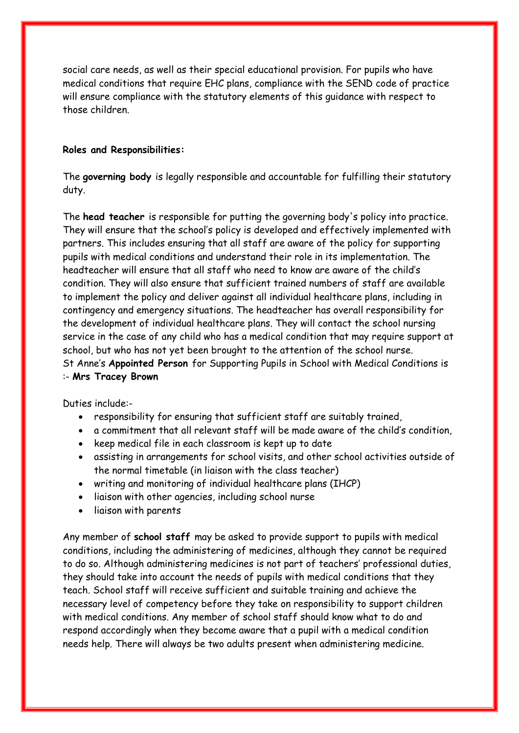social care needs, as well as their special educational provision. For pupils who have medical conditions that require EHC plans, compliance with the SEND code of practice will ensure compliance with the statutory elements of this guidance with respect to those children.

**Roles and Responsibilities:**

The **governing body** is legally responsible and accountable for fulfilling their statutory duty.

The **head teacher** is responsible for putting the governing body's policy into practice. They will ensure that the school's policy is developed and effectively implemented with partners. This includes ensuring that all staff are aware of the policy for supporting pupils with medical conditions and understand their role in its implementation. The headteacher will ensure that all staff who need to know are aware of the child's condition. They will also ensure that sufficient trained numbers of staff are available to implement the policy and deliver against all individual healthcare plans, including in contingency and emergency situations. The headteacher has overall responsibility for the development of individual healthcare plans. They will contact the school nursing service in the case of any child who has a medical condition that may require support at school, but who has not yet been brought to the attention of the school nurse.
St Anne's **Appointed Person** for Supporting Pupils in School with Medical Conditions is :- **Mrs Tracey Brown**

Duties include:-

- responsibility for ensuring that sufficient staff are suitably trained,
- a commitment that all relevant staff will be made aware of the child's condition,
- keep medical file in each classroom is kept up to date
- assisting in arrangements for school visits, and other school activities outside of the normal timetable (in liaison with the class teacher)
- writing and monitoring of individual healthcare plans (IHCP)
- liaison with other agencies, including school nurse
- liaison with parents

Any member of **school staff** may be asked to provide support to pupils with medical conditions, including the administering of medicines, although they cannot be required to do so. Although administering medicines is not part of teachers' professional duties, they should take into account the needs of pupils with medical conditions that they teach. School staff will receive sufficient and suitable training and achieve the necessary level of competency before they take on responsibility to support children with medical conditions. Any member of school staff should know what to do and respond accordingly when they become aware that a pupil with a medical condition needs help. There will always be two adults present when administering medicine.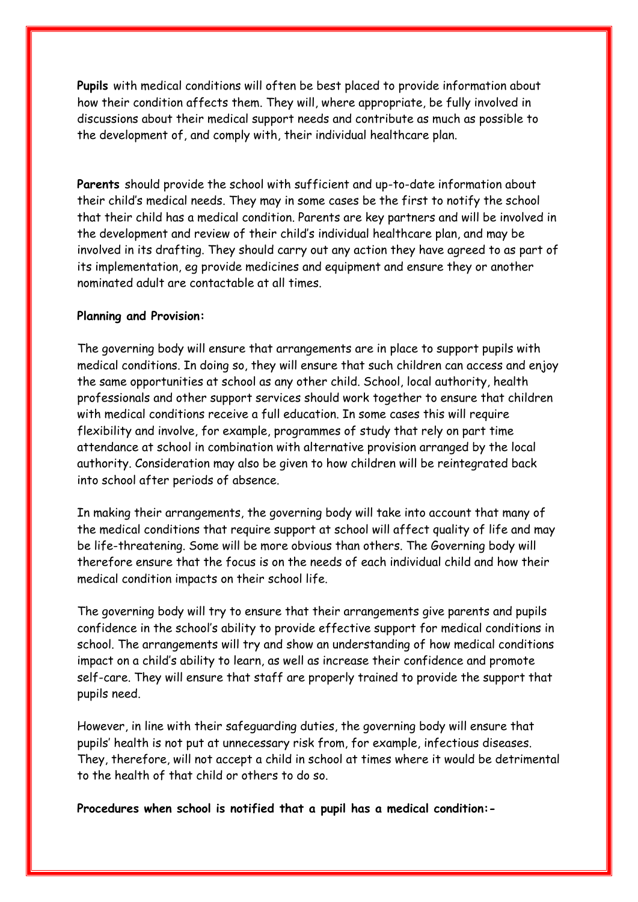**Pupils** with medical conditions will often be best placed to provide information about how their condition affects them. They will, where appropriate, be fully involved in discussions about their medical support needs and contribute as much as possible to the development of, and comply with, their individual healthcare plan.

**Parents** should provide the school with sufficient and up-to-date information about their child's medical needs. They may in some cases be the first to notify the school that their child has a medical condition. Parents are key partners and will be involved in the development and review of their child's individual healthcare plan, and may be involved in its drafting. They should carry out any action they have agreed to as part of its implementation, eg provide medicines and equipment and ensure they or another nominated adult are contactable at all times.

**Planning and Provision:**

The governing body will ensure that arrangements are in place to support pupils with medical conditions. In doing so, they will ensure that such children can access and enjoy the same opportunities at school as any other child. School, local authority, health professionals and other support services should work together to ensure that children with medical conditions receive a full education. In some cases this will require flexibility and involve, for example, programmes of study that rely on part time attendance at school in combination with alternative provision arranged by the local authority. Consideration may also be given to how children will be reintegrated back into school after periods of absence.

In making their arrangements, the governing body will take into account that many of the medical conditions that require support at school will affect quality of life and may be life-threatening. Some will be more obvious than others. The Governing body will therefore ensure that the focus is on the needs of each individual child and how their medical condition impacts on their school life.

The governing body will try to ensure that their arrangements give parents and pupils confidence in the school's ability to provide effective support for medical conditions in school. The arrangements will try and show an understanding of how medical conditions impact on a child's ability to learn, as well as increase their confidence and promote self-care. They will ensure that staff are properly trained to provide the support that pupils need.

However, in line with their safeguarding duties, the governing body will ensure that pupils' health is not put at unnecessary risk from, for example, infectious diseases. They, therefore, will not accept a child in school at times where it would be detrimental to the health of that child or others to do so.

**Procedures when school is notified that a pupil has a medical condition:-**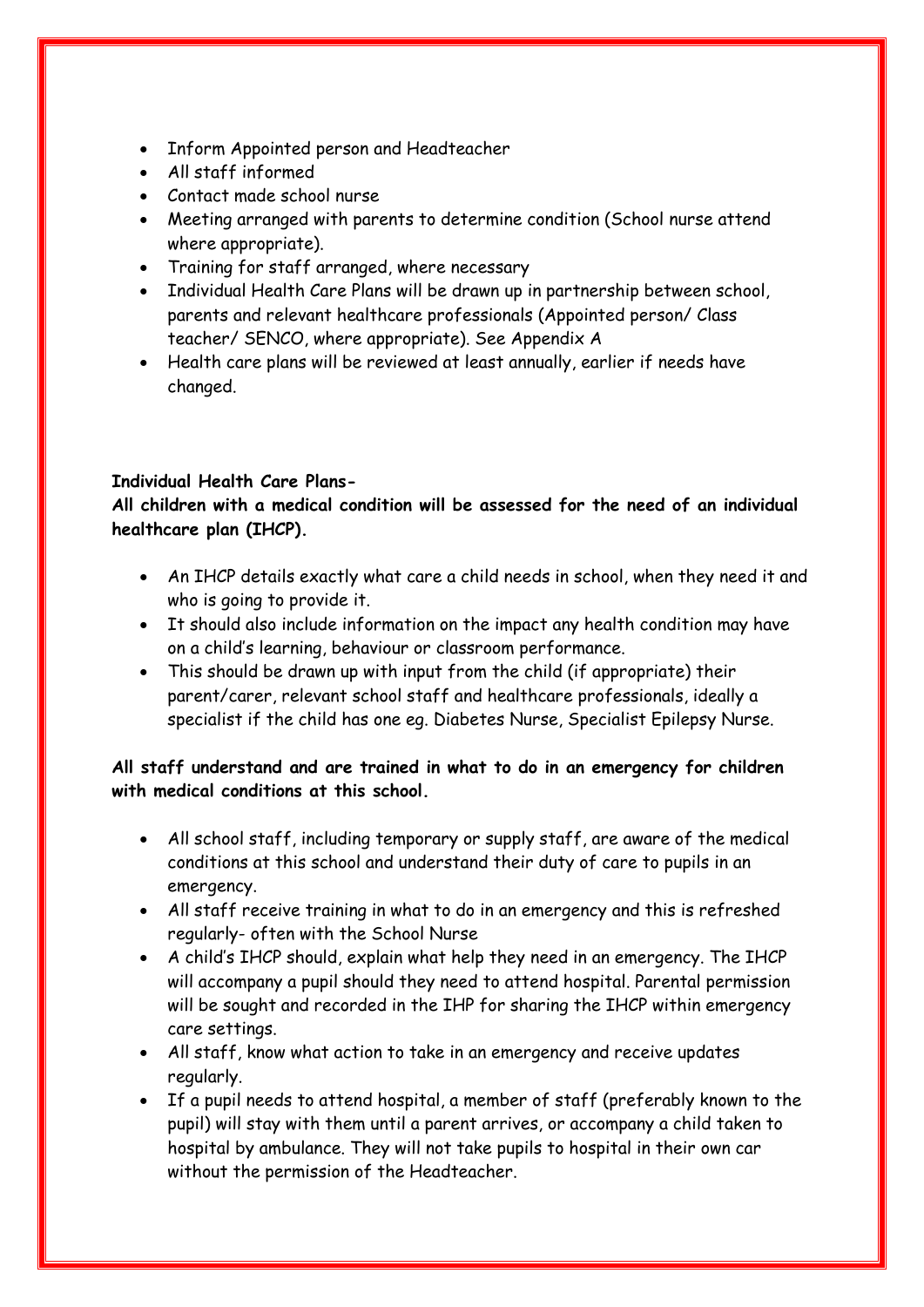- Inform Appointed person and Headteacher
- All staff informed
- Contact made school nurse
- Meeting arranged with parents to determine condition (School nurse attend where appropriate).
- Training for staff arranged, where necessary
- Individual Health Care Plans will be drawn up in partnership between school, parents and relevant healthcare professionals (Appointed person/ Class teacher/ SENCO, where appropriate). See Appendix A
- Health care plans will be reviewed at least annually, earlier if needs have changed.

**Individual Health Care Plans-**

**All children with a medical condition will be assessed for the need of an individual healthcare plan (IHCP).**

- An IHCP details exactly what care a child needs in school, when they need it and who is going to provide it.
- It should also include information on the impact any health condition may have on a child's learning, behaviour or classroom performance.
- This should be drawn up with input from the child (if appropriate) their parent/carer, relevant school staff and healthcare professionals, ideally a specialist if the child has one eg. Diabetes Nurse, Specialist Epilepsy Nurse.

**All staff understand and are trained in what to do in an emergency for children with medical conditions at this school.**

- All school staff, including temporary or supply staff, are aware of the medical conditions at this school and understand their duty of care to pupils in an emergency.
- All staff receive training in what to do in an emergency and this is refreshed regularly- often with the School Nurse
- A child's IHCP should, explain what help they need in an emergency. The IHCP will accompany a pupil should they need to attend hospital. Parental permission will be sought and recorded in the IHP for sharing the IHCP within emergency care settings.
- All staff, know what action to take in an emergency and receive updates regularly.
- If a pupil needs to attend hospital, a member of staff (preferably known to the pupil) will stay with them until a parent arrives, or accompany a child taken to hospital by ambulance. They will not take pupils to hospital in their own car without the permission of the Headteacher.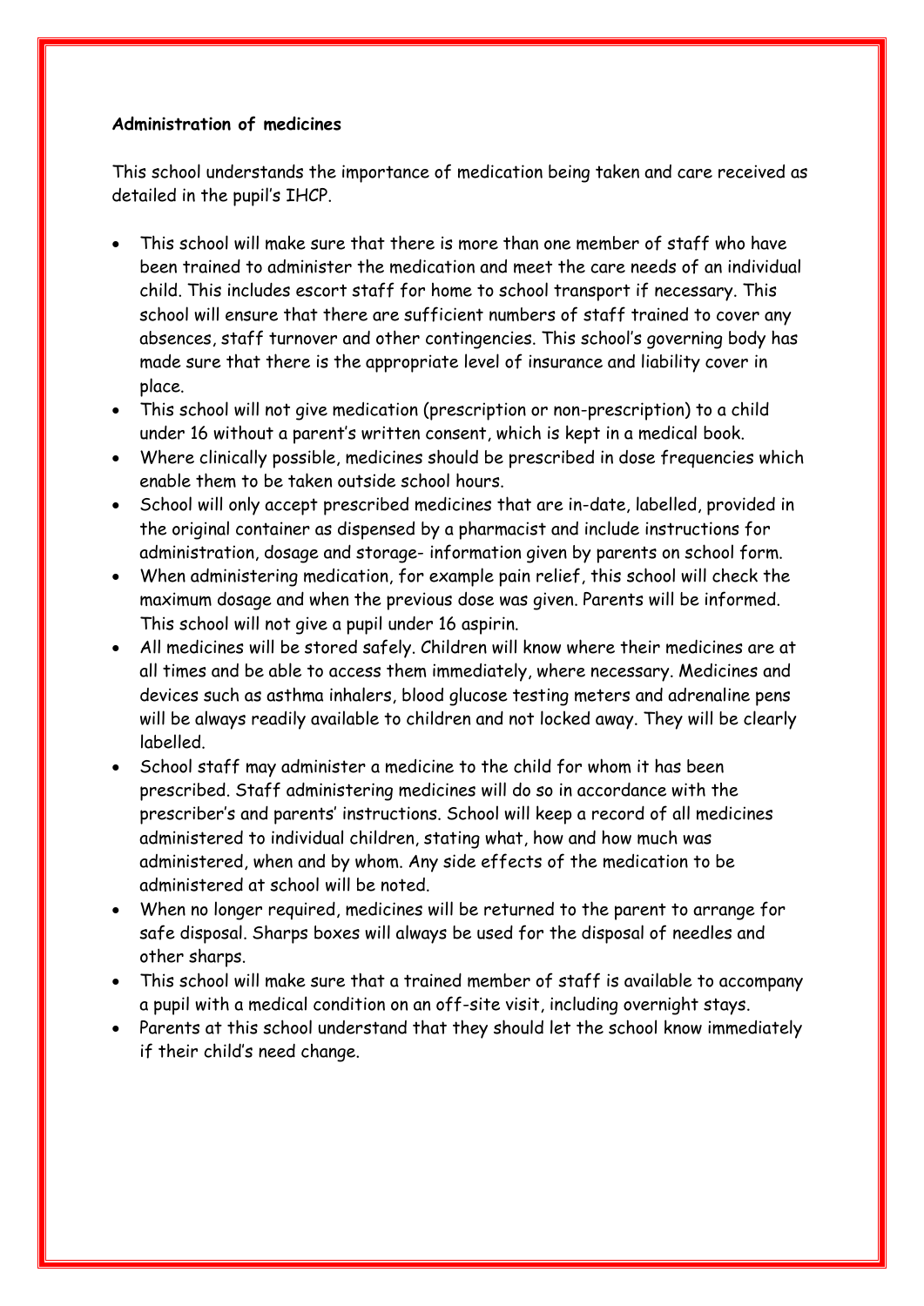**Administration of medicines**

This school understands the importance of medication being taken and care received as detailed in the pupil's IHCP.

- This school will make sure that there is more than one member of staff who have been trained to administer the medication and meet the care needs of an individual child. This includes escort staff for home to school transport if necessary. This school will ensure that there are sufficient numbers of staff trained to cover any absences, staff turnover and other contingencies. This school's governing body has made sure that there is the appropriate level of insurance and liability cover in place.
- This school will not give medication (prescription or non-prescription) to a child under 16 without a parent's written consent, which is kept in a medical book.
- Where clinically possible, medicines should be prescribed in dose frequencies which enable them to be taken outside school hours.
- School will only accept prescribed medicines that are in-date, labelled, provided in the original container as dispensed by a pharmacist and include instructions for administration, dosage and storage- information given by parents on school form.
- When administering medication, for example pain relief, this school will check the maximum dosage and when the previous dose was given. Parents will be informed. This school will not give a pupil under 16 aspirin.
- All medicines will be stored safely. Children will know where their medicines are at all times and be able to access them immediately, where necessary. Medicines and devices such as asthma inhalers, blood glucose testing meters and adrenaline pens will be always readily available to children and not locked away. They will be clearly labelled.
- School staff may administer a medicine to the child for whom it has been prescribed. Staff administering medicines will do so in accordance with the prescriber's and parents' instructions. School will keep a record of all medicines administered to individual children, stating what, how and how much was administered, when and by whom. Any side effects of the medication to be administered at school will be noted.
- When no longer required, medicines will be returned to the parent to arrange for safe disposal. Sharps boxes will always be used for the disposal of needles and other sharps.
- This school will make sure that a trained member of staff is available to accompany a pupil with a medical condition on an off-site visit, including overnight stays.
- Parents at this school understand that they should let the school know immediately if their child's need change.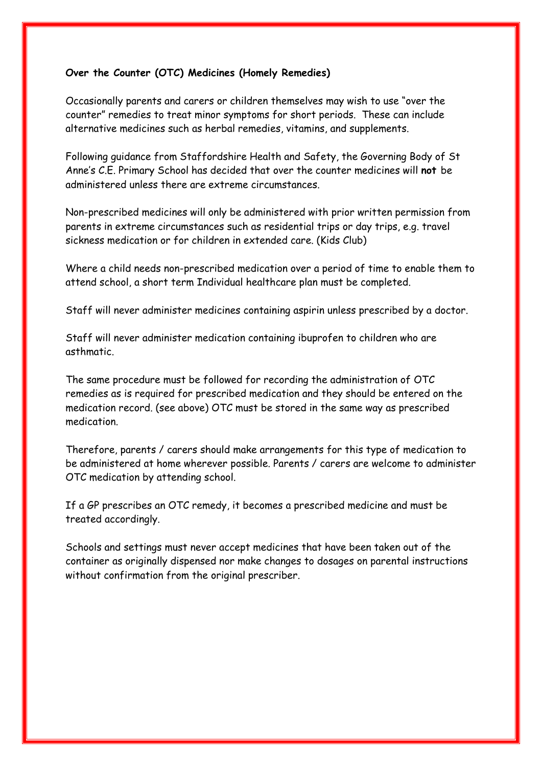**Over the Counter (OTC) Medicines (Homely Remedies)**

Occasionally parents and carers or children themselves may wish to use "over the counter" remedies to treat minor symptoms for short periods. These can include alternative medicines such as herbal remedies, vitamins, and supplements.

Following guidance from Staffordshire Health and Safety, the Governing Body of St Anne's C.E. Primary School has decided that over the counter medicines will **not** be administered unless there are extreme circumstances.

Non-prescribed medicines will only be administered with prior written permission from parents in extreme circumstances such as residential trips or day trips, e.g. travel sickness medication or for children in extended care. (Kids Club)

Where a child needs non-prescribed medication over a period of time to enable them to attend school, a short term Individual healthcare plan must be completed.

Staff will never administer medicines containing aspirin unless prescribed by a doctor.

Staff will never administer medication containing ibuprofen to children who are asthmatic.

The same procedure must be followed for recording the administration of OTC remedies as is required for prescribed medication and they should be entered on the medication record. (see above) OTC must be stored in the same way as prescribed medication.

Therefore, parents / carers should make arrangements for this type of medication to be administered at home wherever possible. Parents / carers are welcome to administer OTC medication by attending school.

If a GP prescribes an OTC remedy, it becomes a prescribed medicine and must be treated accordingly.

Schools and settings must never accept medicines that have been taken out of the container as originally dispensed nor make changes to dosages on parental instructions without confirmation from the original prescriber.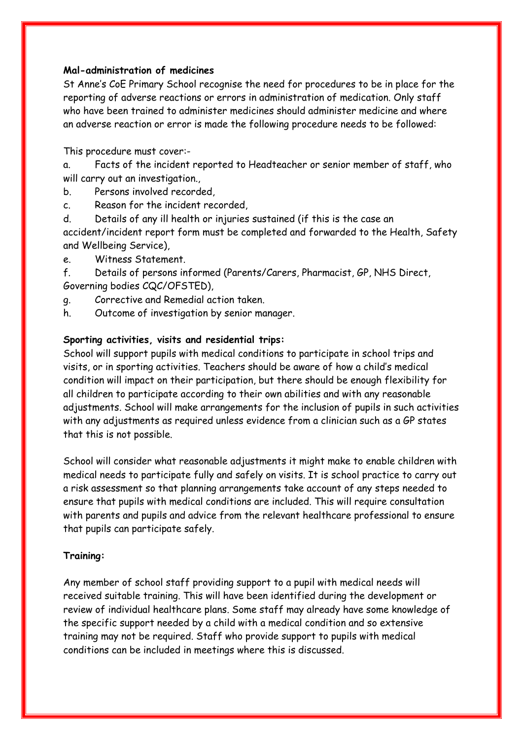**Mal-administration of medicines**

St Anne's CoE Primary School recognise the need for procedures to be in place for the reporting of adverse reactions or errors in administration of medication. Only staff who have been trained to administer medicines should administer medicine and where an adverse reaction or error is made the following procedure needs to be followed:

This procedure must cover:-

a. Facts of the incident reported to Headteacher or senior member of staff, who will carry out an investigation.,
b. Persons involved recorded,
c. Reason for the incident recorded,
d. Details of any ill health or injuries sustained (if this is the case an accident/incident report form must be completed and forwarded to the Health, Safety and Wellbeing Service),
e. Witness Statement.
f. Details of persons informed (Parents/Carers, Pharmacist, GP, NHS Direct, Governing bodies CQC/OFSTED),
g. Corrective and Remedial action taken.
h. Outcome of investigation by senior manager.

**Sporting activities, visits and residential trips:**

School will support pupils with medical conditions to participate in school trips and visits, or in sporting activities. Teachers should be aware of how a child's medical condition will impact on their participation, but there should be enough flexibility for all children to participate according to their own abilities and with any reasonable adjustments. School will make arrangements for the inclusion of pupils in such activities with any adjustments as required unless evidence from a clinician such as a GP states that this is not possible.

School will consider what reasonable adjustments it might make to enable children with medical needs to participate fully and safely on visits. It is school practice to carry out a risk assessment so that planning arrangements take account of any steps needed to ensure that pupils with medical conditions are included. This will require consultation with parents and pupils and advice from the relevant healthcare professional to ensure that pupils can participate safely.

**Training:**

Any member of school staff providing support to a pupil with medical needs will received suitable training. This will have been identified during the development or review of individual healthcare plans. Some staff may already have some knowledge of the specific support needed by a child with a medical condition and so extensive training may not be required. Staff who provide support to pupils with medical conditions can be included in meetings where this is discussed.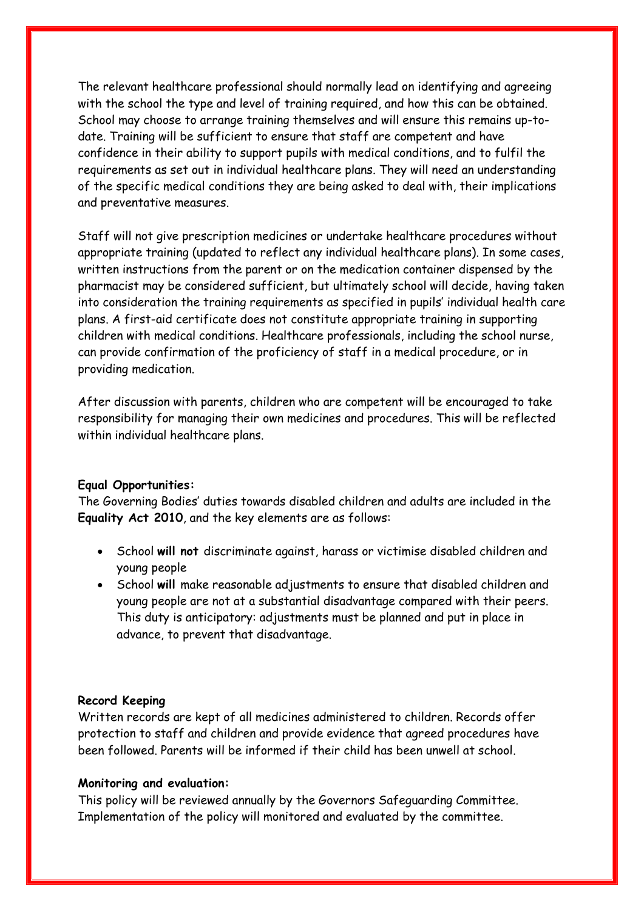The relevant healthcare professional should normally lead on identifying and agreeing with the school the type and level of training required, and how this can be obtained. School may choose to arrange training themselves and will ensure this remains up-to-date. Training will be sufficient to ensure that staff are competent and have confidence in their ability to support pupils with medical conditions, and to fulfil the requirements as set out in individual healthcare plans. They will need an understanding of the specific medical conditions they are being asked to deal with, their implications and preventative measures.

Staff will not give prescription medicines or undertake healthcare procedures without appropriate training (updated to reflect any individual healthcare plans). In some cases, written instructions from the parent or on the medication container dispensed by the pharmacist may be considered sufficient, but ultimately school will decide, having taken into consideration the training requirements as specified in pupils' individual health care plans. A first-aid certificate does not constitute appropriate training in supporting children with medical conditions. Healthcare professionals, including the school nurse, can provide confirmation of the proficiency of staff in a medical procedure, or in providing medication.

After discussion with parents, children who are competent will be encouraged to take responsibility for managing their own medicines and procedures. This will be reflected within individual healthcare plans.

**Equal Opportunities:**
The Governing Bodies' duties towards disabled children and adults are included in the **Equality Act 2010**, and the key elements are as follows:

- School **will not** discriminate against, harass or victimise disabled children and young people
- School **will** make reasonable adjustments to ensure that disabled children and young people are not at a substantial disadvantage compared with their peers. This duty is anticipatory: adjustments must be planned and put in place in advance, to prevent that disadvantage.

**Record Keeping**
Written records are kept of all medicines administered to children. Records offer protection to staff and children and provide evidence that agreed procedures have been followed. Parents will be informed if their child has been unwell at school.

**Monitoring and evaluation:**
This policy will be reviewed annually by the Governors Safeguarding Committee. Implementation of the policy will monitored and evaluated by the committee.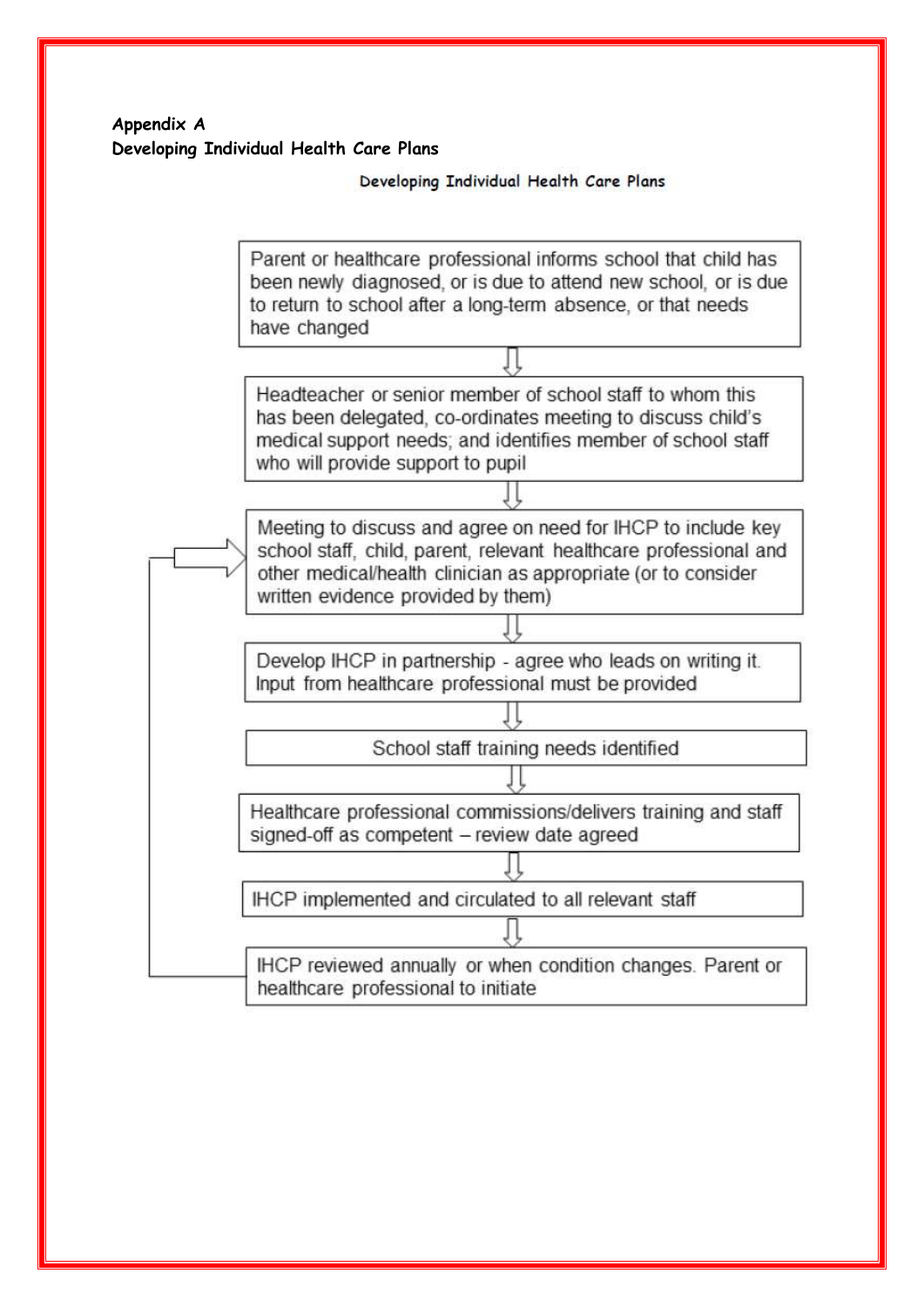**Appendix A**
**Developing Individual Health Care Plans**

Developing Individual Health Care Plans

Parent or healthcare professional informs school that child has been newly diagnosed, or is due to attend new school, or is due to return to school after a long-term absence, or that needs have changed

Headteacher or senior member of school staff to whom this has been delegated, co-ordinates meeting to discuss child's medical support needs; and identifies member of school staff who will provide support to pupil

Meeting to discuss and agree on need for IHCP to include key school staff, child, parent, relevant healthcare professional and other medical/health clinician as appropriate (or to consider written evidence provided by them)

Develop IHCP in partnership - agree who leads on writing it. Input from healthcare professional must be provided

School staff training needs identified

Healthcare professional commissions/delivers training and staff signed-off as competent – review date agreed

IHCP implemented and circulated to all relevant staff

IHCP reviewed annually or when condition changes. Parent or healthcare professional to initiate